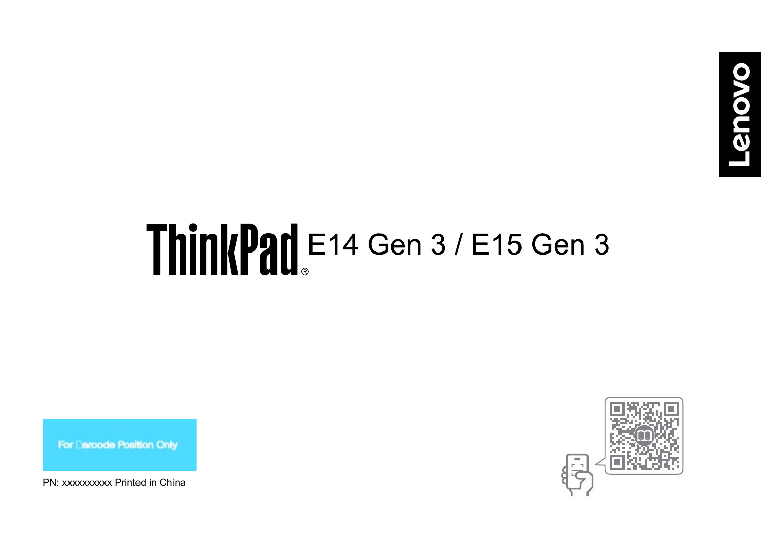Lenovo

# ThinkPad® E14 Gen 3 / E15 Gen 3

For Barcode Position Only

PN: xxxxxxxxxx Printed in China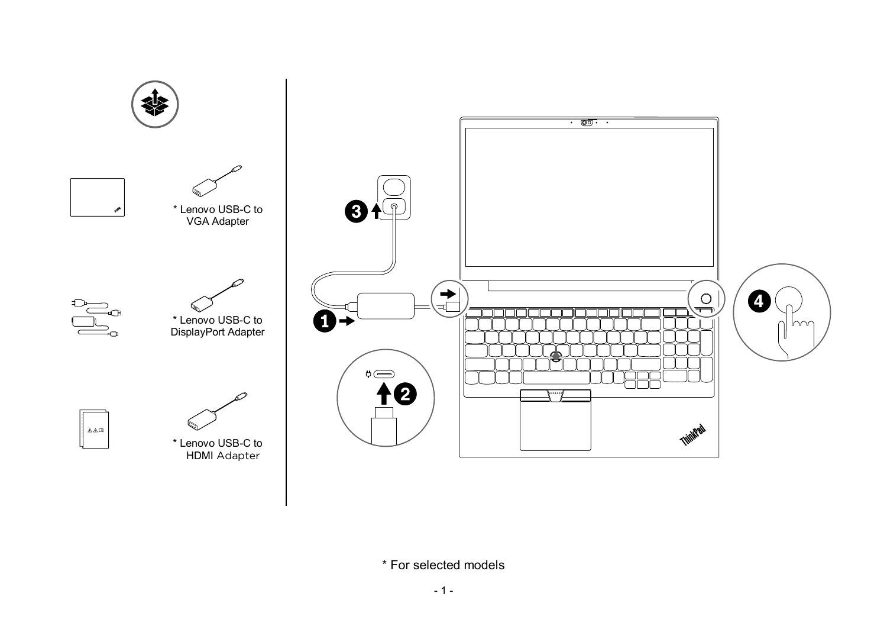* Lenovo USB-C to VGA Adapter

* Lenovo USB-C to DisplayPort Adapter

* Lenovo USB-C to HDMI Adapter

* For selected models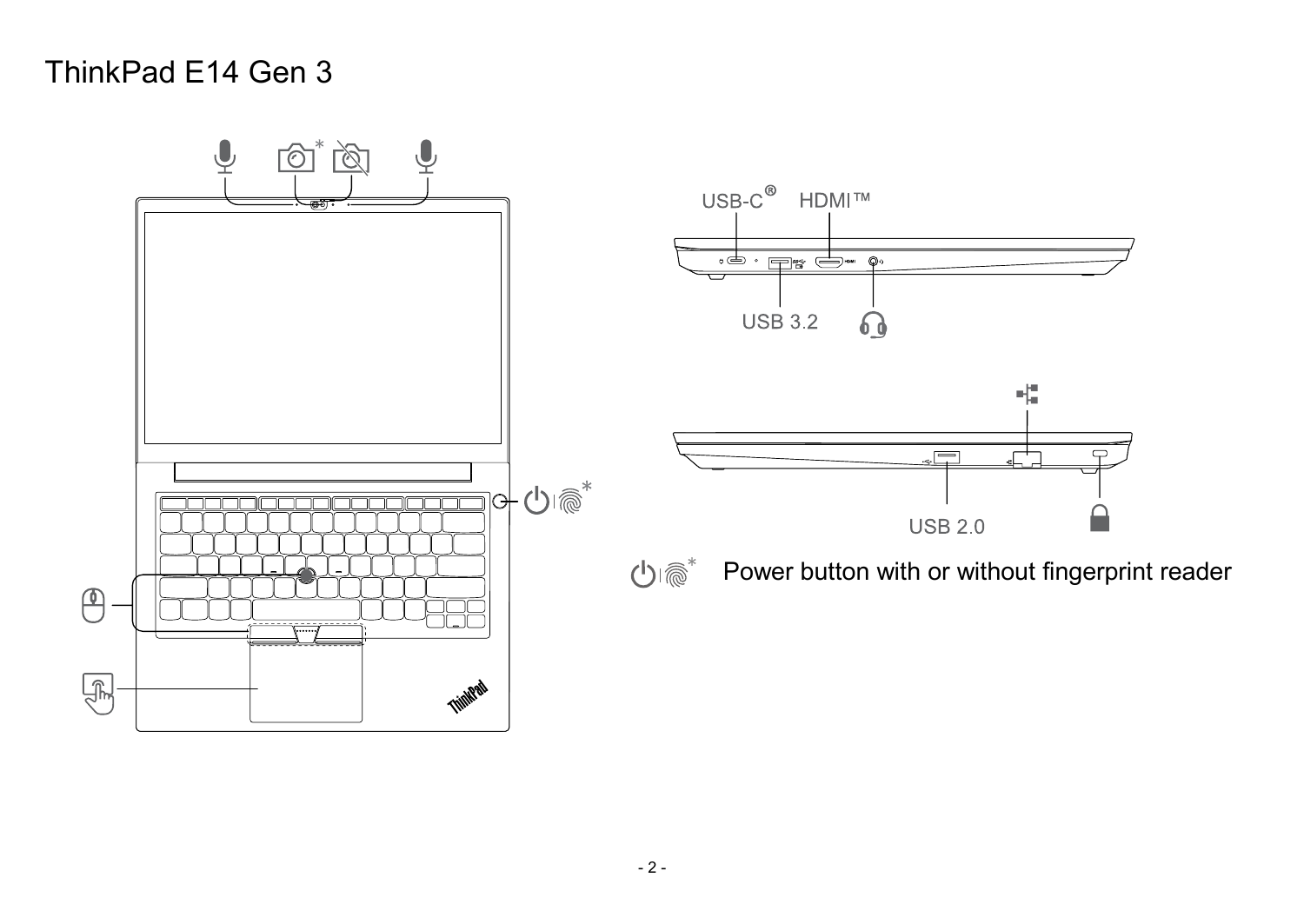# ThinkPad E14 Gen 3

USB-C®

HDMI™

USB 3.2

USB 2.0

Power button with or without fingerprint reader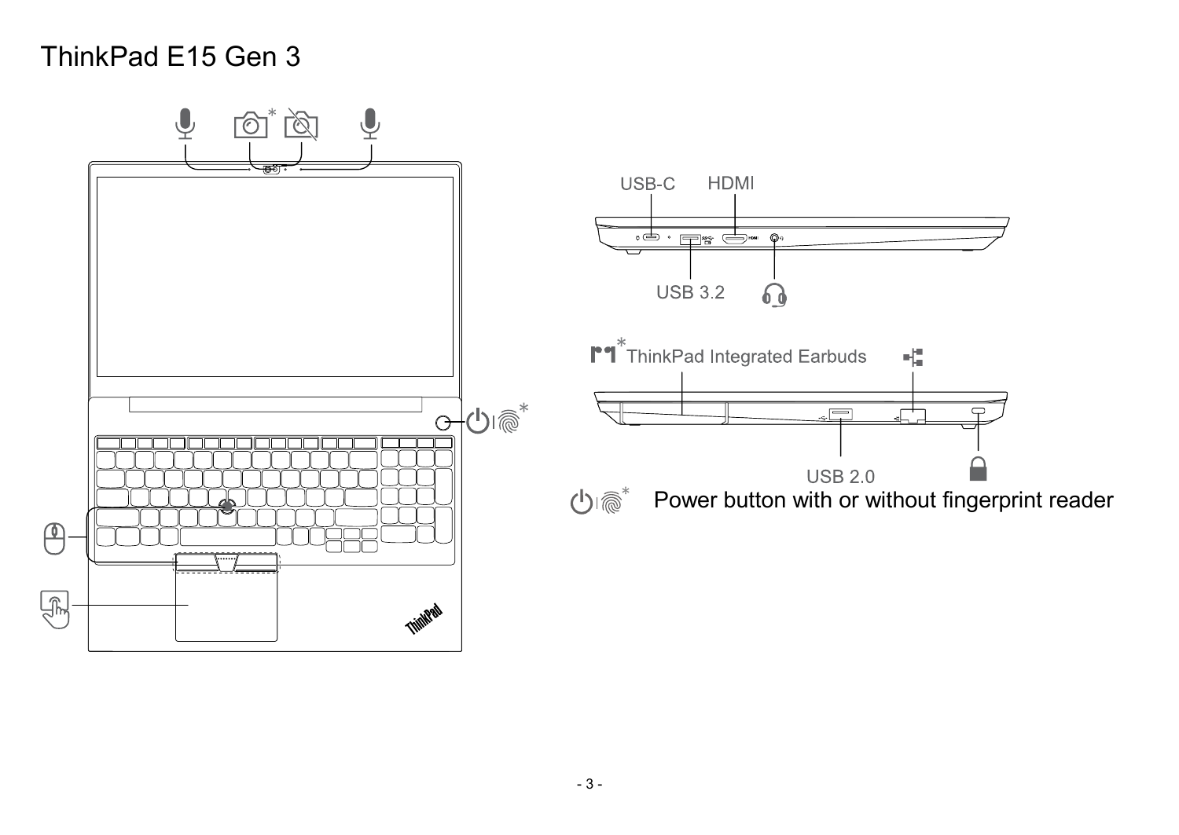# ThinkPad E15 Gen 3

USB-C HDMI

USB 3.2

* ThinkPad Integrated Earbuds

USB 2.0

* Power button with or without fingerprint reader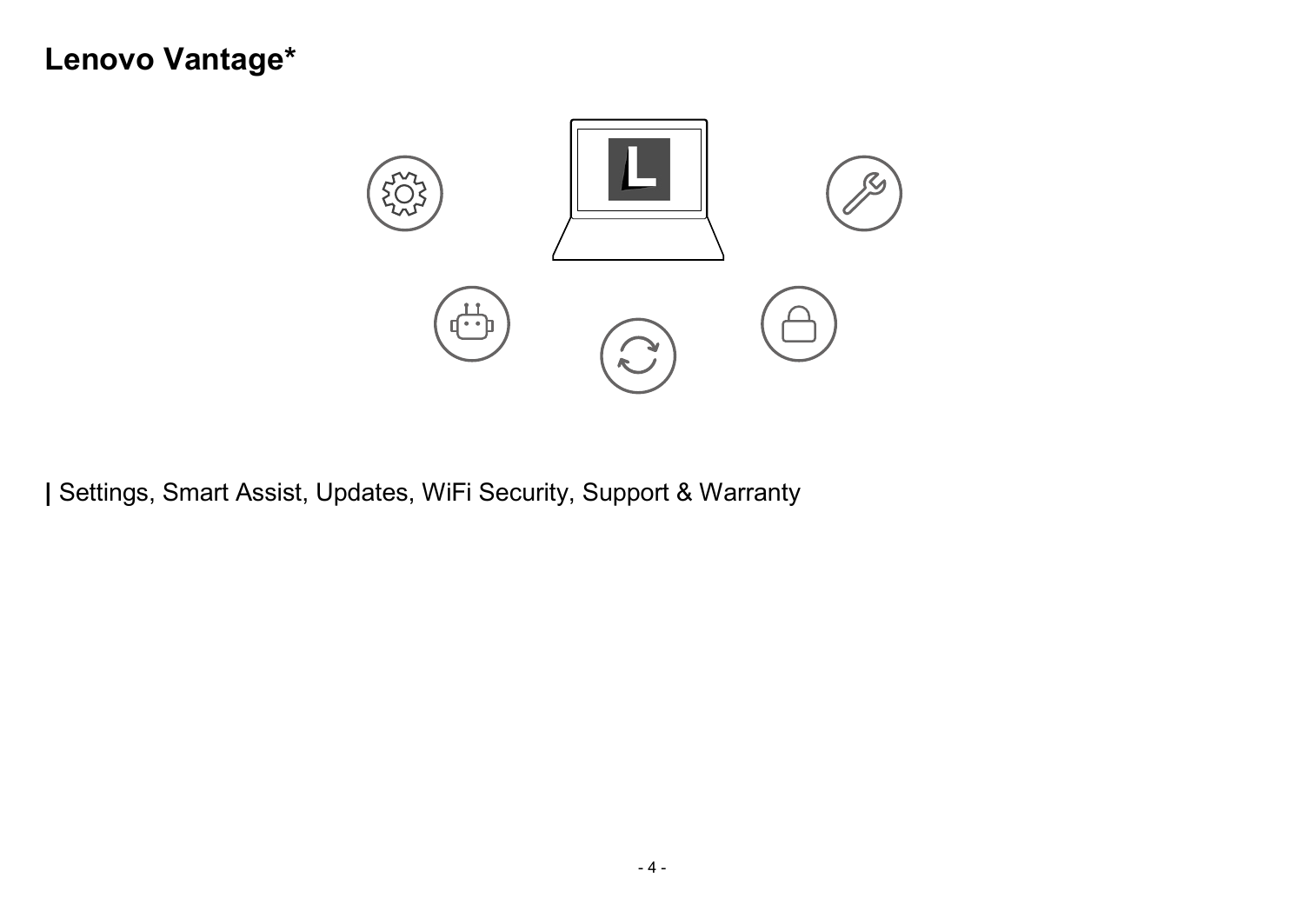# Lenovo Vantage*

| Settings, Smart Assist, Updates, WiFi Security, Support & Warranty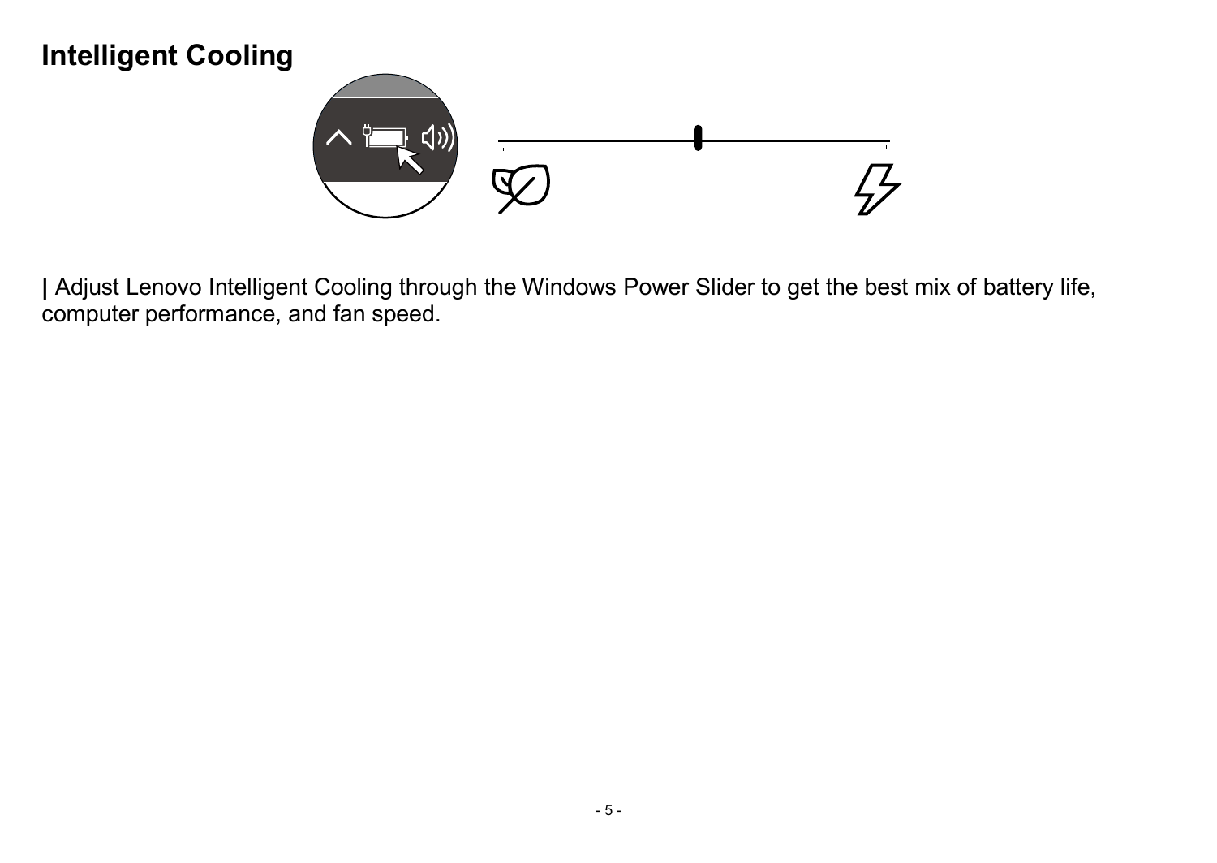## Intelligent Cooling

| Adjust Lenovo Intelligent Cooling through the Windows Power Slider to get the best mix of battery life, computer performance, and fan speed.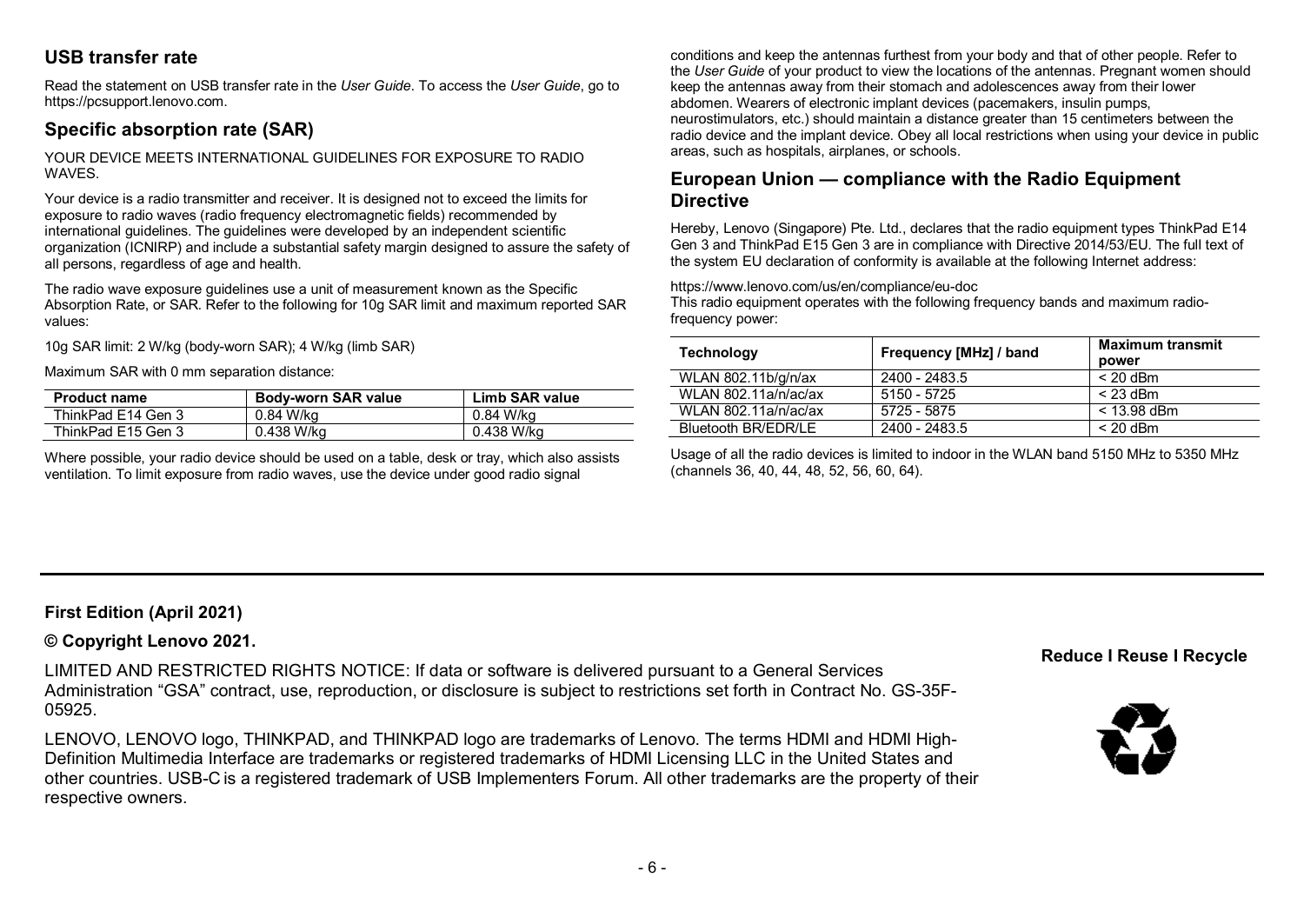## USB transfer rate

Read the statement on USB transfer rate in the *User Guide*. To access the *User Guide*, go to https://pcsupport.lenovo.com.

## Specific absorption rate (SAR)

YOUR DEVICE MEETS INTERNATIONAL GUIDELINES FOR EXPOSURE TO RADIO WAVES.

Your device is a radio transmitter and receiver. It is designed not to exceed the limits for exposure to radio waves (radio frequency electromagnetic fields) recommended by international guidelines. The guidelines were developed by an independent scientific organization (ICNIRP) and include a substantial safety margin designed to assure the safety of all persons, regardless of age and health.

The radio wave exposure guidelines use a unit of measurement known as the Specific Absorption Rate, or SAR. Refer to the following for 10g SAR limit and maximum reported SAR values:

10g SAR limit: 2 W/kg (body-worn SAR); 4 W/kg (limb SAR)

Maximum SAR with 0 mm separation distance:

| Product name | Body-worn SAR value | Limb SAR value |
| --- | --- | --- |
| ThinkPad E14 Gen 3 | 0.84 W/kg | 0.84 W/kg |
| ThinkPad E15 Gen 3 | 0.438 W/kg | 0.438 W/kg |

Where possible, your radio device should be used on a table, desk or tray, which also assists ventilation. To limit exposure from radio waves, use the device under good radio signal conditions and keep the antennas furthest from your body and that of other people. Refer to the *User Guide* of your product to view the locations of the antennas. Pregnant women should keep the antennas away from their stomach and adolescences away from their lower abdomen. Wearers of electronic implant devices (pacemakers, insulin pumps, neurostimulators, etc.) should maintain a distance greater than 15 centimeters between the radio device and the implant device. Obey all local restrictions when using your device in public areas, such as hospitals, airplanes, or schools.

## European Union — compliance with the Radio Equipment Directive

Hereby, Lenovo (Singapore) Pte. Ltd., declares that the radio equipment types ThinkPad E14 Gen 3 and ThinkPad E15 Gen 3 are in compliance with Directive 2014/53/EU. The full text of the system EU declaration of conformity is available at the following Internet address:

https://www.lenovo.com/us/en/compliance/eu-doc

This radio equipment operates with the following frequency bands and maximum radio-frequency power:

| Technology | Frequency [MHz] / band | Maximum transmit power |
| --- | --- | --- |
| WLAN 802.11b/g/n/ax | 2400 - 2483.5 | < 20 dBm |
| WLAN 802.11a/n/ac/ax | 5150 - 5725 | < 23 dBm |
| WLAN 802.11a/n/ac/ax | 5725 - 5875 | < 13.98 dBm |
| Bluetooth BR/EDR/LE | 2400 - 2483.5 | < 20 dBm |

Usage of all the radio devices is limited to indoor in the WLAN band 5150 MHz to 5350 MHz (channels 36, 40, 44, 48, 52, 56, 60, 64).

---

**First Edition (April 2021)**

**© Copyright Lenovo 2021.**

LIMITED AND RESTRICTED RIGHTS NOTICE: If data or software is delivered pursuant to a General Services Administration “GSA” contract, use, reproduction, or disclosure is subject to restrictions set forth in Contract No. GS-35F-05925.

LENOVO, LENOVO logo, THINKPAD, and THINKPAD logo are trademarks of Lenovo. The terms HDMI and HDMI High-Definition Multimedia Interface are trademarks or registered trademarks of HDMI Licensing LLC in the United States and other countries. USB-C is a registered trademark of USB Implementers Forum. All other trademarks are the property of their respective owners.

**Reduce I Reuse I Recycle**